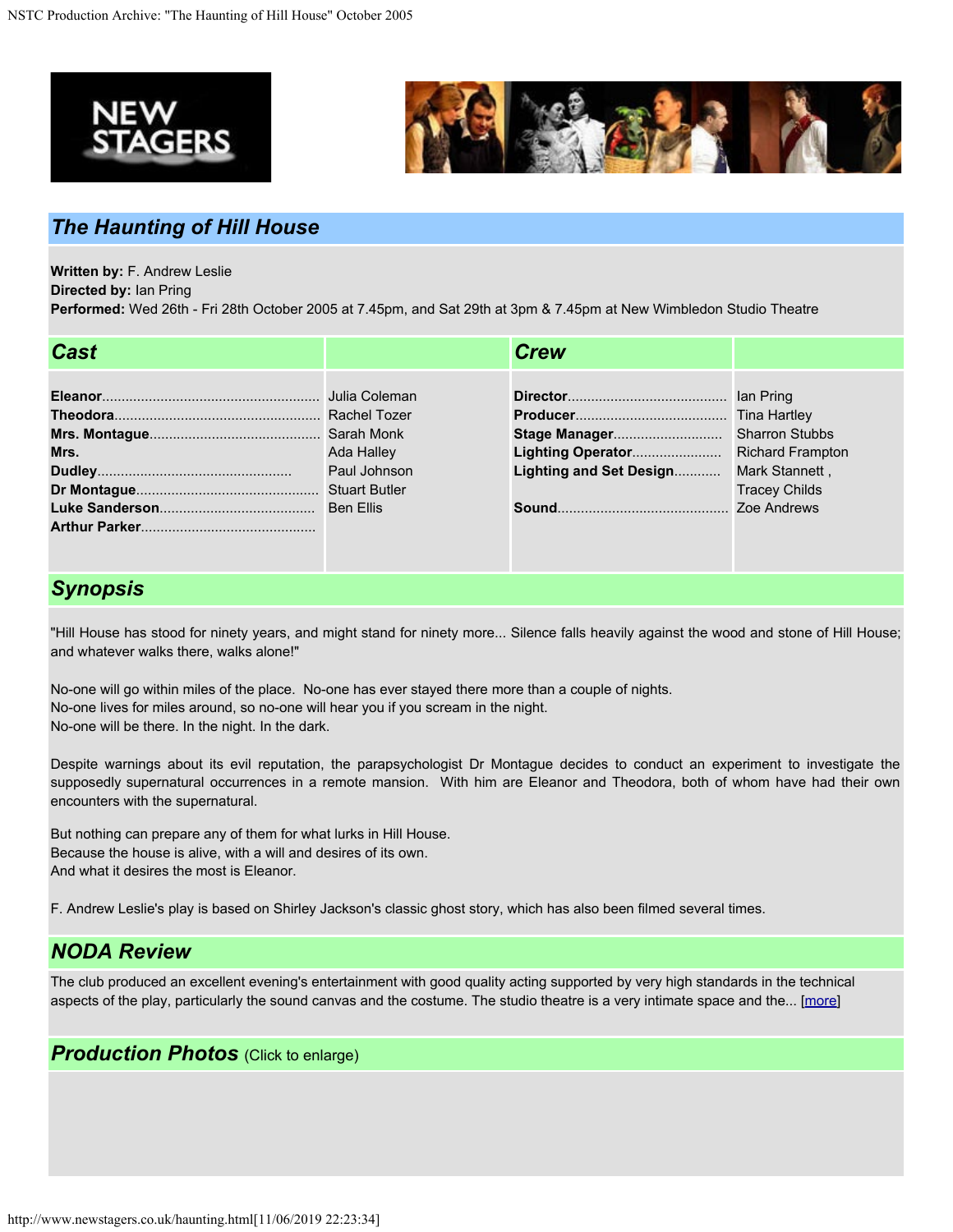## *The Haunting of Hill House*

**Written by:** F. Andrew Leslie
**Directed by:** Ian Pring
**Performed:** Wed 26th - Fri 28th October 2005 at 7.45pm, and Sat 29th at 3pm & 7.45pm at New Wimbledon Studio Theatre

| *Cast* | | *Crew* | |
|---|---|---|---|
| **Eleanor**........................................................ | Julia Coleman | **Director**......................................... | Ian Pring |
| **Theodora**.................................................... | Rachel Tozer | **Producer**...................................... | Tina Hartley |
| **Mrs. Montague**............................................ | Sarah Monk | **Stage Manager**............................ | Sharron Stubbs |
| **Mrs.** | Ada Halley | **Lighting Operator**....................... | Richard Frampton |
| **Dudley**.................................................. | Paul Johnson | **Lighting and Set Design**............ | Mark Stannett , |
| **Dr Montague**............................................... | Stuart Butler | | Tracey Childs |
| **Luke Sanderson**........................................ | Ben Ellis | **Sound**............................................ | Zoe Andrews |
| **Arthur Parker**............................................. | | | |

## *Synopsis*

"Hill House has stood for ninety years, and might stand for ninety more... Silence falls heavily against the wood and stone of Hill House; and whatever walks there, walks alone!"

No-one will go within miles of the place. No-one has ever stayed there more than a couple of nights.
No-one lives for miles around, so no-one will hear you if you scream in the night.
No-one will be there. In the night. In the dark.

Despite warnings about its evil reputation, the parapsychologist Dr Montague decides to conduct an experiment to investigate the supposedly supernatural occurrences in a remote mansion. With him are Eleanor and Theodora, both of whom have had their own encounters with the supernatural.

But nothing can prepare any of them for what lurks in Hill House.
Because the house is alive, with a will and desires of its own.
And what it desires the most is Eleanor.

F. Andrew Leslie's play is based on Shirley Jackson's classic ghost story, which has also been filmed several times.

## *NODA Review*

The club produced an excellent evening's entertainment with good quality acting supported by very high standards in the technical aspects of the play, particularly the sound canvas and the costume. The studio theatre is a very intimate space and the... [more]

## *Production Photos* (Click to enlarge)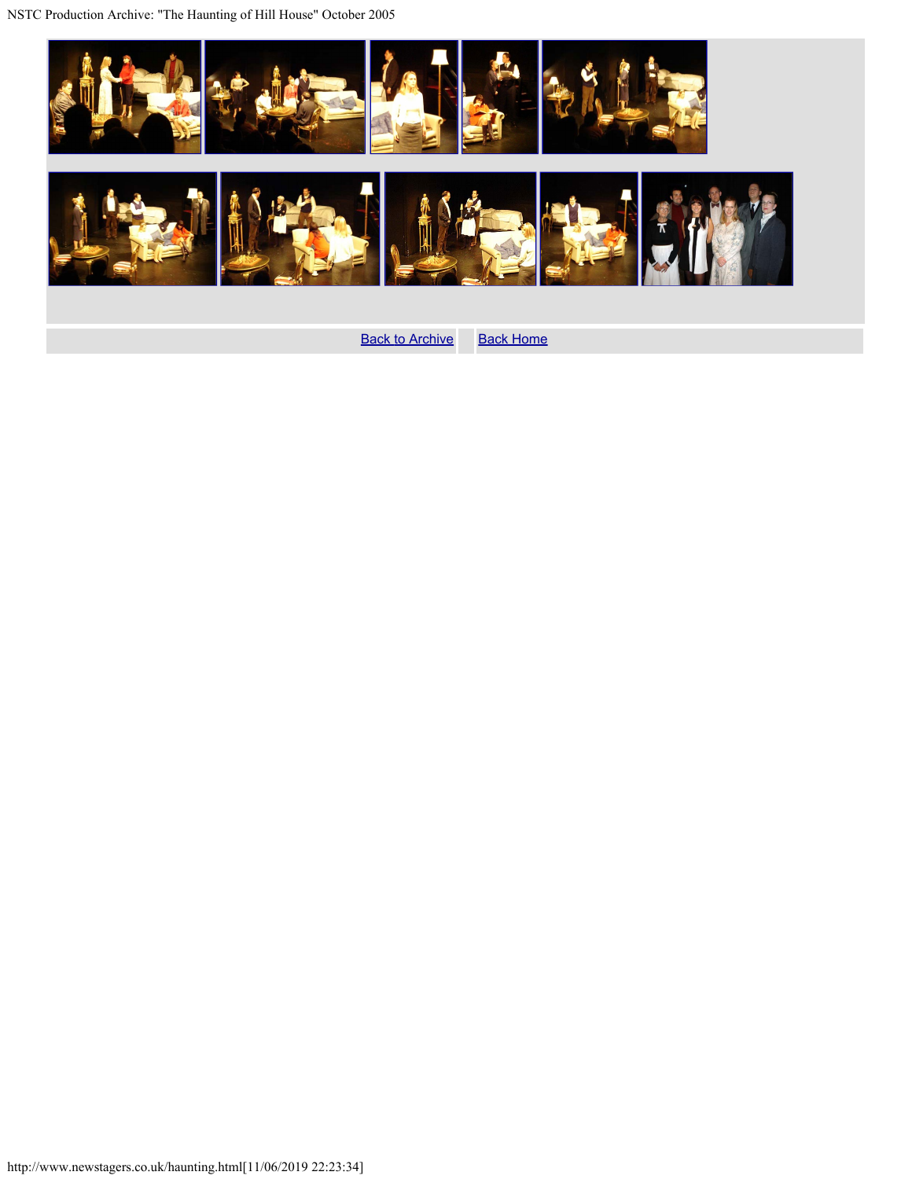NSTC Production Archive: "The Haunting of Hill House" October 2005

Back to Archive | Back Home